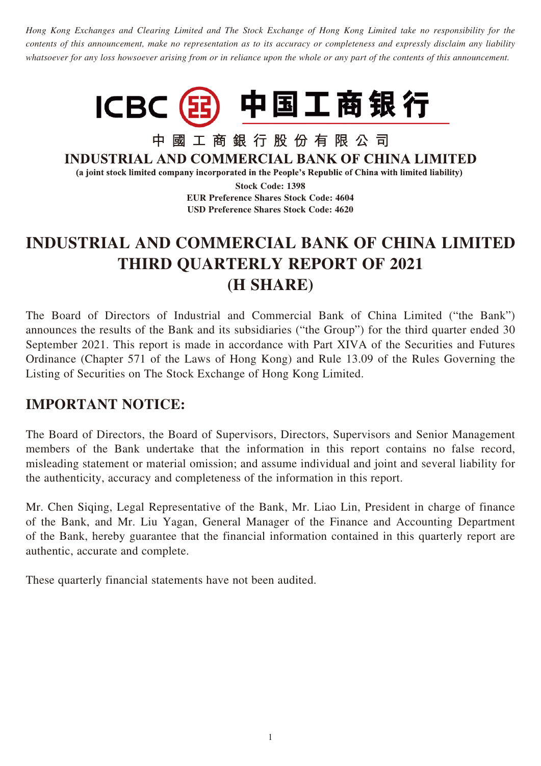*Hong Kong Exchanges and Clearing Limited and The Stock Exchange of Hong Kong Limited take no responsibility for the contents of this announcement, make no representation as to its accuracy or completeness and expressly disclaim any liability whatsoever for any loss howsoever arising from or in reliance upon the whole or any part of the contents of this announcement.*

ICBC 中国工商银行

中國工商銀行股份有限公司

**INDUSTRIAL AND COMMERCIAL BANK OF CHINA LIMITED**

**(a joint stock limited company incorporated in the People's Republic of China with limited liability)**

**Stock Code: 1398**
**EUR Preference Shares Stock Code: 4604**
**USD Preference Shares Stock Code: 4620**

# INDUSTRIAL AND COMMERCIAL BANK OF CHINA LIMITED THIRD QUARTERLY REPORT OF 2021 (H SHARE)

The Board of Directors of Industrial and Commercial Bank of China Limited ("the Bank") announces the results of the Bank and its subsidiaries ("the Group") for the third quarter ended 30 September 2021. This report is made in accordance with Part XIVA of the Securities and Futures Ordinance (Chapter 571 of the Laws of Hong Kong) and Rule 13.09 of the Rules Governing the Listing of Securities on The Stock Exchange of Hong Kong Limited.

## IMPORTANT NOTICE:

The Board of Directors, the Board of Supervisors, Directors, Supervisors and Senior Management members of the Bank undertake that the information in this report contains no false record, misleading statement or material omission; and assume individual and joint and several liability for the authenticity, accuracy and completeness of the information in this report.

Mr. Chen Siqing, Legal Representative of the Bank, Mr. Liao Lin, President in charge of finance of the Bank, and Mr. Liu Yagan, General Manager of the Finance and Accounting Department of the Bank, hereby guarantee that the financial information contained in this quarterly report are authentic, accurate and complete.

These quarterly financial statements have not been audited.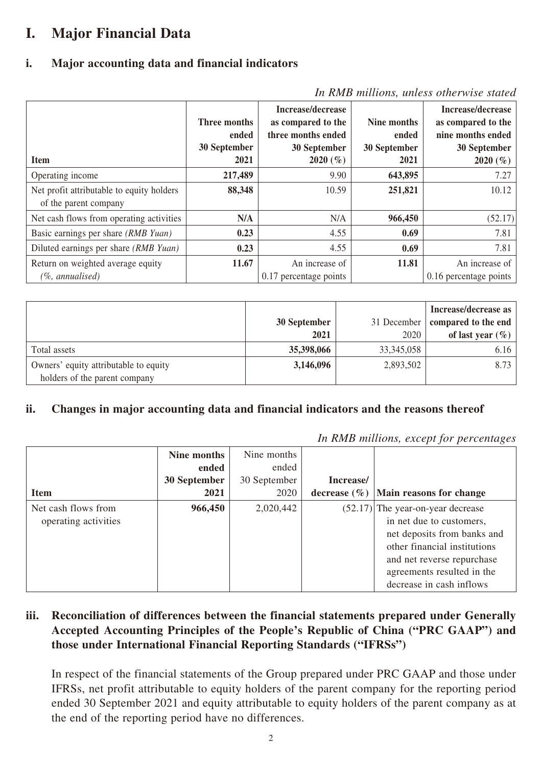# I. Major Financial Data

## i. Major accounting data and financial indicators

*In RMB millions, unless otherwise stated*

| Item | Three months ended 30 September 2021 | Increase/decrease as compared to the three months ended 30 September 2020 (%) | Nine months ended 30 September 2021 | Increase/decrease as compared to the nine months ended 30 September 2020 (%) |
|---|---|---|---|---|
| Operating income | **217,489** | 9.90 | **643,895** | 7.27 |
| Net profit attributable to equity holders of the parent company | **88,348** | 10.59 | **251,821** | 10.12 |
| Net cash flows from operating activities | **N/A** | N/A | **966,450** | (52.17) |
| Basic earnings per share *(RMB Yuan)* | **0.23** | 4.55 | **0.69** | 7.81 |
| Diluted earnings per share *(RMB Yuan)* | **0.23** | 4.55 | **0.69** | 7.81 |
| Return on weighted average equity *(%, annualised)* | **11.67** | An increase of 0.17 percentage points | **11.81** | An increase of 0.16 percentage points |

| | 30 September 2021 | 31 December 2020 | Increase/decrease as compared to the end of last year (%) |
|---|---|---|---|
| Total assets | **35,398,066** | 33,345,058 | 6.16 |
| Owners' equity attributable to equity holders of the parent company | **3,146,096** | 2,893,502 | 8.73 |

## ii. Changes in major accounting data and financial indicators and the reasons thereof

*In RMB millions, except for percentages*

| Item | Nine months ended 30 September 2021 | Nine months ended 30 September 2020 | Increase/ decrease (%) | Main reasons for change |
|---|---|---|---|---|
| Net cash flows from operating activities | **966,450** | 2,020,442 | (52.17) | The year-on-year decrease in net due to customers, net deposits from banks and other financial institutions and net reverse repurchase agreements resulted in the decrease in cash inflows |

## iii. Reconciliation of differences between the financial statements prepared under Generally Accepted Accounting Principles of the People's Republic of China ("PRC GAAP") and those under International Financial Reporting Standards ("IFRSs")

In respect of the financial statements of the Group prepared under PRC GAAP and those under IFRSs, net profit attributable to equity holders of the parent company for the reporting period ended 30 September 2021 and equity attributable to equity holders of the parent company as at the end of the reporting period have no differences.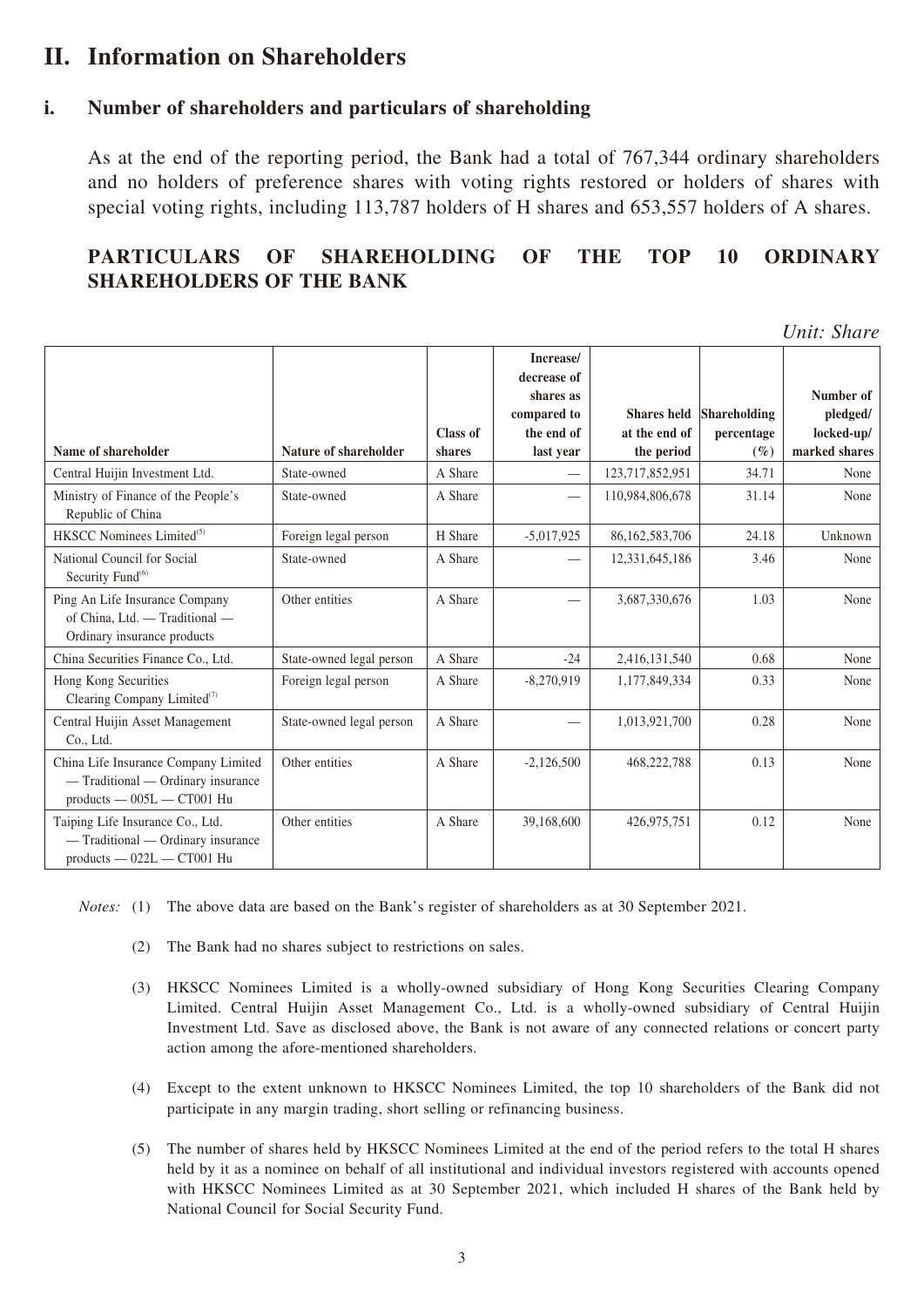## II. Information on Shareholders

### i. Number of shareholders and particulars of shareholding

As at the end of the reporting period, the Bank had a total of 767,344 ordinary shareholders and no holders of preference shares with voting rights restored or holders of shares with special voting rights, including 113,787 holders of H shares and 653,557 holders of A shares.

### PARTICULARS OF SHAREHOLDING OF THE TOP 10 ORDINARY SHAREHOLDERS OF THE BANK

*Unit: Share*

| Name of shareholder | Nature of shareholder | Class of shares | Increase/ decrease of shares as compared to the end of last year | Shares held at the end of the period | Shareholding percentage (%) | Number of pledged/ locked-up/ marked shares |
|---|---|---|---|---|---|---|
| Central Huijin Investment Ltd. | State-owned | A Share | — | 123,717,852,951 | 34.71 | None |
| Ministry of Finance of the People's Republic of China | State-owned | A Share | — | 110,984,806,678 | 31.14 | None |
| HKSCC Nominees Limited[5] | Foreign legal person | H Share | -5,017,925 | 86,162,583,706 | 24.18 | Unknown |
| National Council for Social Security Fund[6] | State-owned | A Share | — | 12,331,645,186 | 3.46 | None |
| Ping An Life Insurance Company of China, Ltd. — Traditional — Ordinary insurance products | Other entities | A Share | — | 3,687,330,676 | 1.03 | None |
| China Securities Finance Co., Ltd. | State-owned legal person | A Share | -24 | 2,416,131,540 | 0.68 | None |
| Hong Kong Securities Clearing Company Limited[7] | Foreign legal person | A Share | -8,270,919 | 1,177,849,334 | 0.33 | None |
| Central Huijin Asset Management Co., Ltd. | State-owned legal person | A Share | — | 1,013,921,700 | 0.28 | None |
| China Life Insurance Company Limited — Traditional — Ordinary insurance products — 005L — CT001 Hu | Other entities | A Share | -2,126,500 | 468,222,788 | 0.13 | None |
| Taiping Life Insurance Co., Ltd. — Traditional — Ordinary insurance products — 022L — CT001 Hu | Other entities | A Share | 39,168,600 | 426,975,751 | 0.12 | None |

*Notes:* (1) The above data are based on the Bank's register of shareholders as at 30 September 2021.

(2) The Bank had no shares subject to restrictions on sales.

(3) HKSCC Nominees Limited is a wholly-owned subsidiary of Hong Kong Securities Clearing Company Limited. Central Huijin Asset Management Co., Ltd. is a wholly-owned subsidiary of Central Huijin Investment Ltd. Save as disclosed above, the Bank is not aware of any connected relations or concert party action among the afore-mentioned shareholders.

(4) Except to the extent unknown to HKSCC Nominees Limited, the top 10 shareholders of the Bank did not participate in any margin trading, short selling or refinancing business.

(5) The number of shares held by HKSCC Nominees Limited at the end of the period refers to the total H shares held by it as a nominee on behalf of all institutional and individual investors registered with accounts opened with HKSCC Nominees Limited as at 30 September 2021, which included H shares of the Bank held by National Council for Social Security Fund.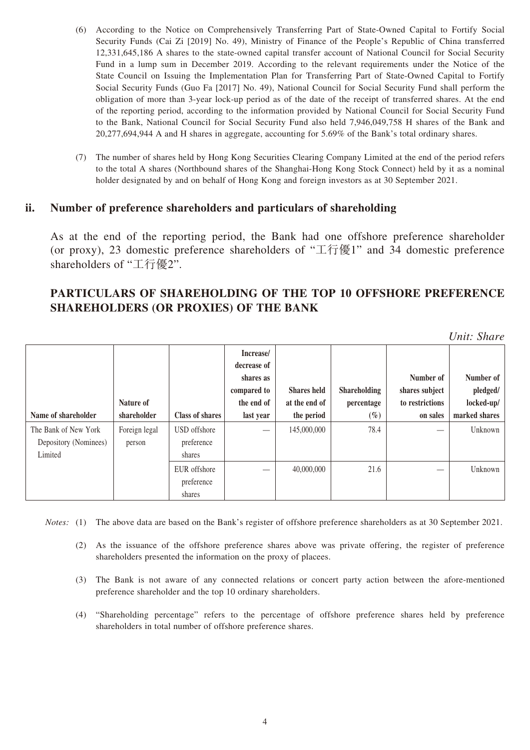(6) According to the Notice on Comprehensively Transferring Part of State-Owned Capital to Fortify Social Security Funds (Cai Zi [2019] No. 49), Ministry of Finance of the People's Republic of China transferred 12,331,645,186 A shares to the state-owned capital transfer account of National Council for Social Security Fund in a lump sum in December 2019. According to the relevant requirements under the Notice of the State Council on Issuing the Implementation Plan for Transferring Part of State-Owned Capital to Fortify Social Security Funds (Guo Fa [2017] No. 49), National Council for Social Security Fund shall perform the obligation of more than 3-year lock-up period as of the date of the receipt of transferred shares. At the end of the reporting period, according to the information provided by National Council for Social Security Fund to the Bank, National Council for Social Security Fund also held 7,946,049,758 H shares of the Bank and 20,277,694,944 A and H shares in aggregate, accounting for 5.69% of the Bank's total ordinary shares.

(7) The number of shares held by Hong Kong Securities Clearing Company Limited at the end of the period refers to the total A shares (Northbound shares of the Shanghai-Hong Kong Stock Connect) held by it as a nominal holder designated by and on behalf of Hong Kong and foreign investors as at 30 September 2021.

## ii. Number of preference shareholders and particulars of shareholding

As at the end of the reporting period, the Bank had one offshore preference shareholder (or proxy), 23 domestic preference shareholders of "工行優1" and 34 domestic preference shareholders of "工行優2".

## PARTICULARS OF SHAREHOLDING OF THE TOP 10 OFFSHORE PREFERENCE SHAREHOLDERS (OR PROXIES) OF THE BANK

*Unit: Share*

| Name of shareholder | Nature of shareholder | Class of shares | Increase/ decrease of shares as compared to the end of last year | Shares held at the end of the period | Shareholding percentage (%) | Number of shares subject to restrictions on sales | Number of pledged/ locked-up/ marked shares |
|---|---|---|---|---|---|---|---|
| The Bank of New York Depository (Nominees) Limited | Foreign legal person | USD offshore preference shares | — | 145,000,000 | 78.4 | — | Unknown |
| | | EUR offshore preference shares | — | 40,000,000 | 21.6 | — | Unknown |

*Notes:* (1) The above data are based on the Bank's register of offshore preference shareholders as at 30 September 2021.

(2) As the issuance of the offshore preference shares above was private offering, the register of preference shareholders presented the information on the proxy of placees.

(3) The Bank is not aware of any connected relations or concert party action between the afore-mentioned preference shareholder and the top 10 ordinary shareholders.

(4) "Shareholding percentage" refers to the percentage of offshore preference shares held by preference shareholders in total number of offshore preference shares.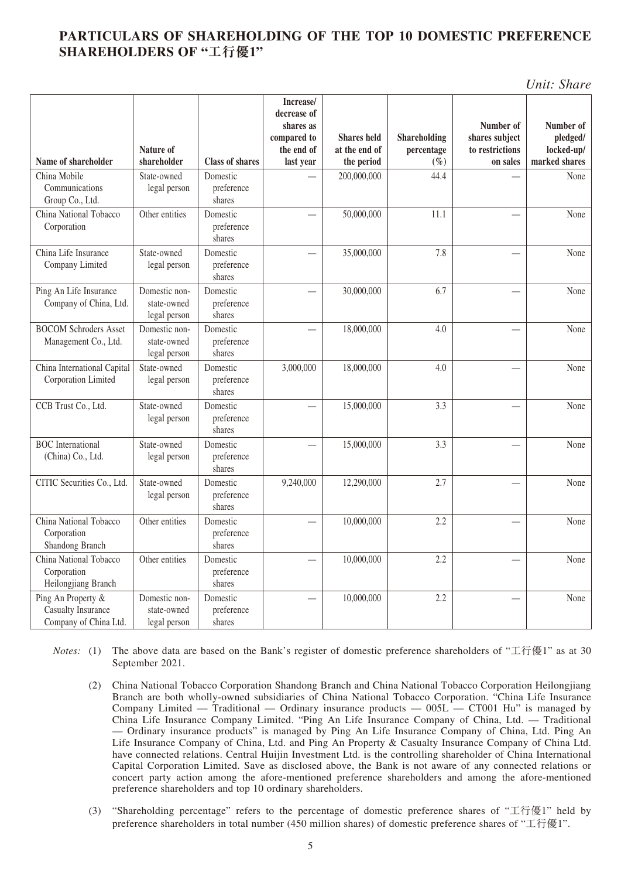## PARTICULARS OF SHAREHOLDING OF THE TOP 10 DOMESTIC PREFERENCE SHAREHOLDERS OF "工行優1"

*Unit: Share*

| Name of shareholder | Nature of shareholder | Class of shares | Increase/ decrease of shares as compared to the end of last year | Shares held at the end of the period | Shareholding percentage (%) | Number of shares subject to restrictions on sales | Number of pledged/ locked-up/ marked shares |
|---|---|---|---|---|---|---|---|
| China Mobile Communications Group Co., Ltd. | State-owned legal person | Domestic preference shares | — | 200,000,000 | 44.4 | — | None |
| China National Tobacco Corporation | Other entities | Domestic preference shares | — | 50,000,000 | 11.1 | — | None |
| China Life Insurance Company Limited | State-owned legal person | Domestic preference shares | — | 35,000,000 | 7.8 | — | None |
| Ping An Life Insurance Company of China, Ltd. | Domestic non-state-owned legal person | Domestic preference shares | — | 30,000,000 | 6.7 | — | None |
| BOCOM Schroders Asset Management Co., Ltd. | Domestic non-state-owned legal person | Domestic preference shares | — | 18,000,000 | 4.0 | — | None |
| China International Capital Corporation Limited | State-owned legal person | Domestic preference shares | 3,000,000 | 18,000,000 | 4.0 | — | None |
| CCB Trust Co., Ltd. | State-owned legal person | Domestic preference shares | — | 15,000,000 | 3.3 | — | None |
| BOC International (China) Co., Ltd. | State-owned legal person | Domestic preference shares | — | 15,000,000 | 3.3 | — | None |
| CITIC Securities Co., Ltd. | State-owned legal person | Domestic preference shares | 9,240,000 | 12,290,000 | 2.7 | — | None |
| China National Tobacco Corporation Shandong Branch | Other entities | Domestic preference shares | — | 10,000,000 | 2.2 | — | None |
| China National Tobacco Corporation Heilongjiang Branch | Other entities | Domestic preference shares | — | 10,000,000 | 2.2 | — | None |
| Ping An Property & Casualty Insurance Company of China Ltd. | Domestic non-state-owned legal person | Domestic preference shares | — | 10,000,000 | 2.2 | — | None |

*Notes:* (1) The above data are based on the Bank's register of domestic preference shareholders of "工行優1" as at 30 September 2021.

(2) China National Tobacco Corporation Shandong Branch and China National Tobacco Corporation Heilongjiang Branch are both wholly-owned subsidiaries of China National Tobacco Corporation. "China Life Insurance Company Limited — Traditional — Ordinary insurance products — 005L — CT001 Hu" is managed by China Life Insurance Company Limited. "Ping An Life Insurance Company of China, Ltd. — Traditional — Ordinary insurance products" is managed by Ping An Life Insurance Company of China, Ltd. Ping An Life Insurance Company of China, Ltd. and Ping An Property & Casualty Insurance Company of China Ltd. have connected relations. Central Huijin Investment Ltd. is the controlling shareholder of China International Capital Corporation Limited. Save as disclosed above, the Bank is not aware of any connected relations or concert party action among the afore-mentioned preference shareholders and among the afore-mentioned preference shareholders and top 10 ordinary shareholders.

(3) "Shareholding percentage" refers to the percentage of domestic preference shares of "工行優1" held by preference shareholders in total number (450 million shares) of domestic preference shares of "工行優1".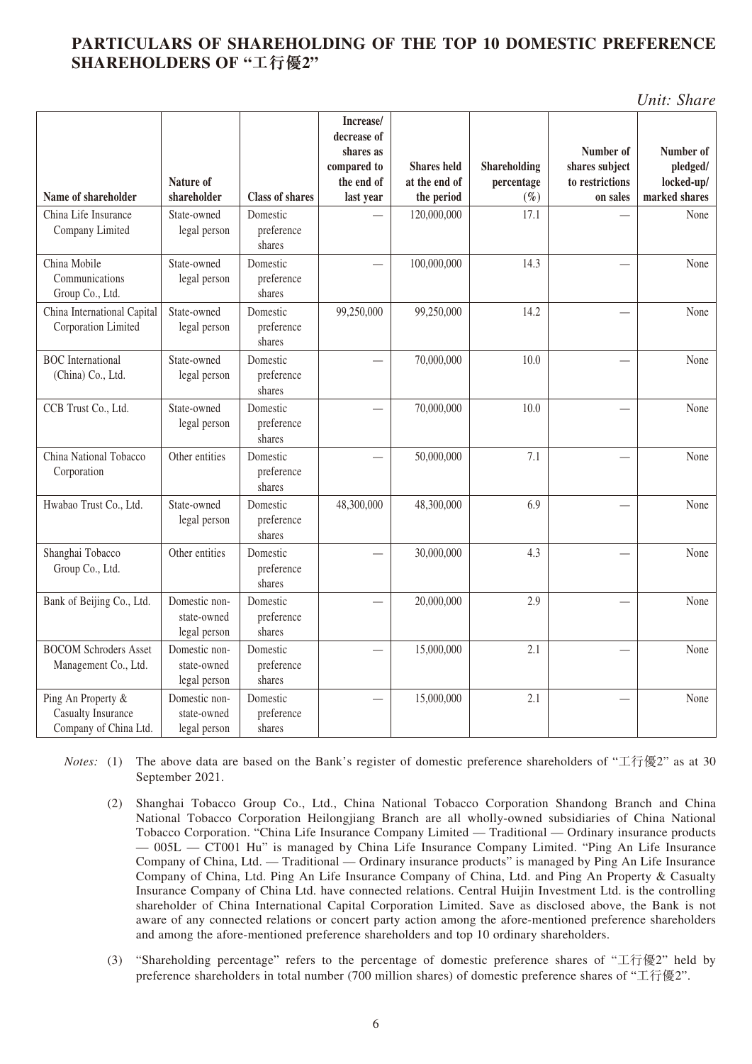## PARTICULARS OF SHAREHOLDING OF THE TOP 10 DOMESTIC PREFERENCE SHAREHOLDERS OF "工行優2"

*Unit: Share*

| Name of shareholder | Nature of shareholder | Class of shares | Increase/ decrease of shares as compared to the end of last year | Shares held at the end of the period | Shareholding percentage (%) | Number of shares subject to restrictions on sales | Number of pledged/ locked-up/ marked shares |
|---|---|---|---|---|---|---|---|
| China Life Insurance Company Limited | State-owned legal person | Domestic preference shares | — | 120,000,000 | 17.1 | — | None |
| China Mobile Communications Group Co., Ltd. | State-owned legal person | Domestic preference shares | — | 100,000,000 | 14.3 | — | None |
| China International Capital Corporation Limited | State-owned legal person | Domestic preference shares | 99,250,000 | 99,250,000 | 14.2 | — | None |
| BOC International (China) Co., Ltd. | State-owned legal person | Domestic preference shares | — | 70,000,000 | 10.0 | — | None |
| CCB Trust Co., Ltd. | State-owned legal person | Domestic preference shares | — | 70,000,000 | 10.0 | — | None |
| China National Tobacco Corporation | Other entities | Domestic preference shares | — | 50,000,000 | 7.1 | — | None |
| Hwabao Trust Co., Ltd. | State-owned legal person | Domestic preference shares | 48,300,000 | 48,300,000 | 6.9 | — | None |
| Shanghai Tobacco Group Co., Ltd. | Other entities | Domestic preference shares | — | 30,000,000 | 4.3 | — | None |
| Bank of Beijing Co., Ltd. | Domestic non-state-owned legal person | Domestic preference shares | — | 20,000,000 | 2.9 | — | None |
| BOCOM Schroders Asset Management Co., Ltd. | Domestic non-state-owned legal person | Domestic preference shares | — | 15,000,000 | 2.1 | — | None |
| Ping An Property & Casualty Insurance Company of China Ltd. | Domestic non-state-owned legal person | Domestic preference shares | — | 15,000,000 | 2.1 | — | None |

*Notes:* (1) The above data are based on the Bank's register of domestic preference shareholders of "工行優2" as at 30 September 2021.

(2) Shanghai Tobacco Group Co., Ltd., China National Tobacco Corporation Shandong Branch and China National Tobacco Corporation Heilongjiang Branch are all wholly-owned subsidiaries of China National Tobacco Corporation. "China Life Insurance Company Limited — Traditional — Ordinary insurance products — 005L — CT001 Hu" is managed by China Life Insurance Company Limited. "Ping An Life Insurance Company of China, Ltd. — Traditional — Ordinary insurance products" is managed by Ping An Life Insurance Company of China, Ltd. Ping An Life Insurance Company of China, Ltd. and Ping An Property & Casualty Insurance Company of China Ltd. have connected relations. Central Huijin Investment Ltd. is the controlling shareholder of China International Capital Corporation Limited. Save as disclosed above, the Bank is not aware of any connected relations or concert party action among the afore-mentioned preference shareholders and among the afore-mentioned preference shareholders and top 10 ordinary shareholders.

(3) "Shareholding percentage" refers to the percentage of domestic preference shares of "工行優2" held by preference shareholders in total number (700 million shares) of domestic preference shares of "工行優2".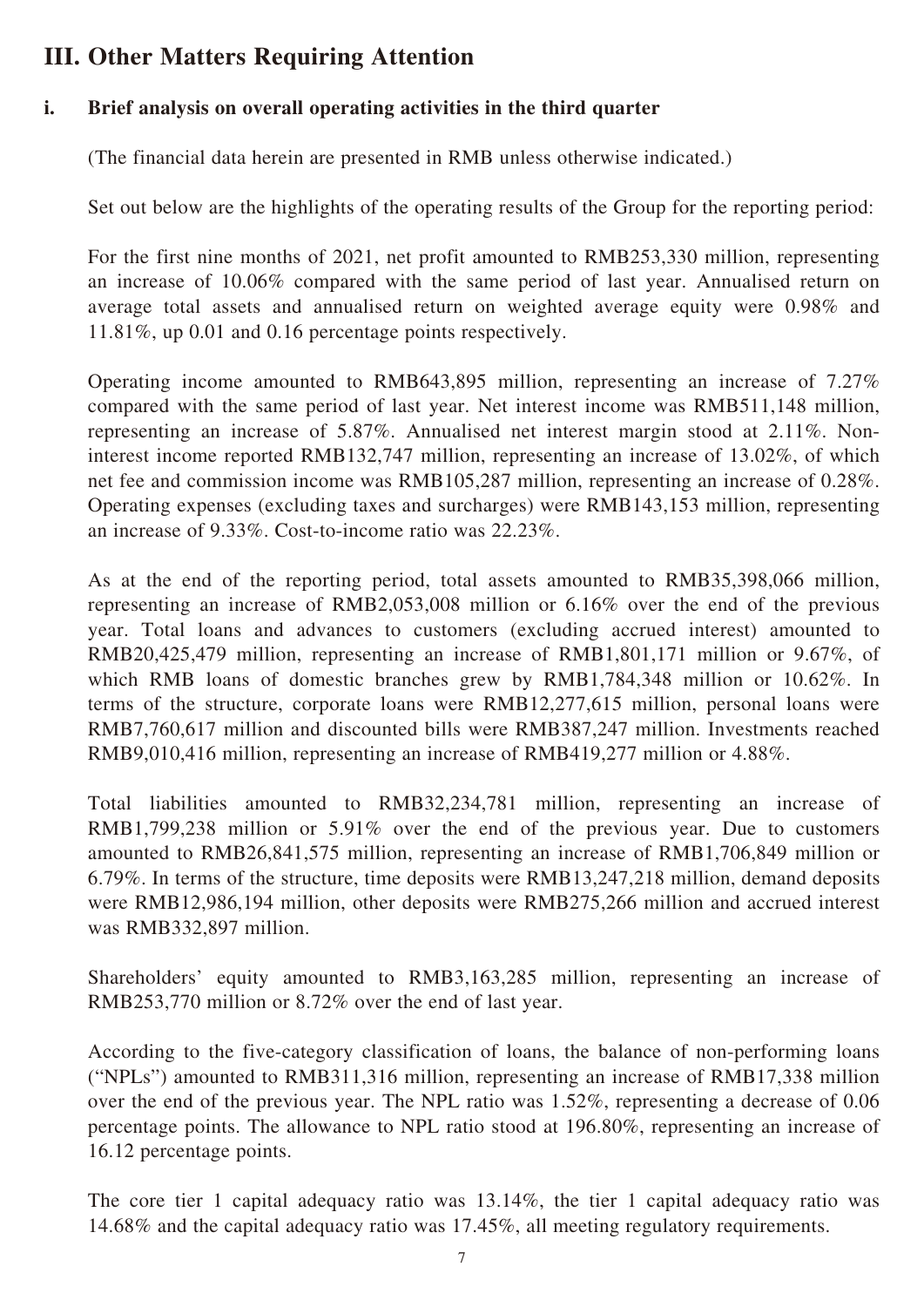## III. Other Matters Requiring Attention

### i. Brief analysis on overall operating activities in the third quarter

(The financial data herein are presented in RMB unless otherwise indicated.)

Set out below are the highlights of the operating results of the Group for the reporting period:

For the first nine months of 2021, net profit amounted to RMB253,330 million, representing an increase of 10.06% compared with the same period of last year. Annualised return on average total assets and annualised return on weighted average equity were 0.98% and 11.81%, up 0.01 and 0.16 percentage points respectively.

Operating income amounted to RMB643,895 million, representing an increase of 7.27% compared with the same period of last year. Net interest income was RMB511,148 million, representing an increase of 5.87%. Annualised net interest margin stood at 2.11%. Non-interest income reported RMB132,747 million, representing an increase of 13.02%, of which net fee and commission income was RMB105,287 million, representing an increase of 0.28%. Operating expenses (excluding taxes and surcharges) were RMB143,153 million, representing an increase of 9.33%. Cost-to-income ratio was 22.23%.

As at the end of the reporting period, total assets amounted to RMB35,398,066 million, representing an increase of RMB2,053,008 million or 6.16% over the end of the previous year. Total loans and advances to customers (excluding accrued interest) amounted to RMB20,425,479 million, representing an increase of RMB1,801,171 million or 9.67%, of which RMB loans of domestic branches grew by RMB1,784,348 million or 10.62%. In terms of the structure, corporate loans were RMB12,277,615 million, personal loans were RMB7,760,617 million and discounted bills were RMB387,247 million. Investments reached RMB9,010,416 million, representing an increase of RMB419,277 million or 4.88%.

Total liabilities amounted to RMB32,234,781 million, representing an increase of RMB1,799,238 million or 5.91% over the end of the previous year. Due to customers amounted to RMB26,841,575 million, representing an increase of RMB1,706,849 million or 6.79%. In terms of the structure, time deposits were RMB13,247,218 million, demand deposits were RMB12,986,194 million, other deposits were RMB275,266 million and accrued interest was RMB332,897 million.

Shareholders' equity amounted to RMB3,163,285 million, representing an increase of RMB253,770 million or 8.72% over the end of last year.

According to the five-category classification of loans, the balance of non-performing loans ("NPLs") amounted to RMB311,316 million, representing an increase of RMB17,338 million over the end of the previous year. The NPL ratio was 1.52%, representing a decrease of 0.06 percentage points. The allowance to NPL ratio stood at 196.80%, representing an increase of 16.12 percentage points.

The core tier 1 capital adequacy ratio was 13.14%, the tier 1 capital adequacy ratio was 14.68% and the capital adequacy ratio was 17.45%, all meeting regulatory requirements.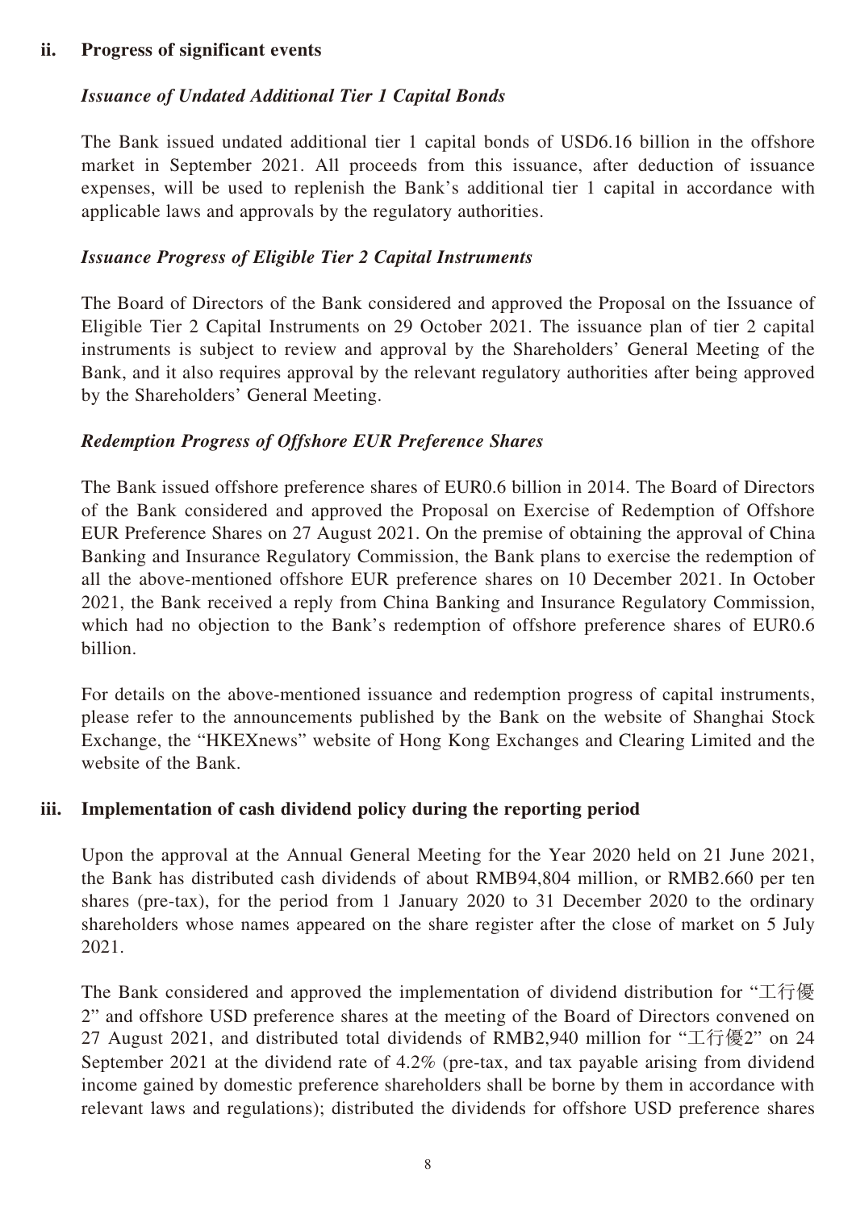## ii. Progress of significant events

### *Issuance of Undated Additional Tier 1 Capital Bonds*

The Bank issued undated additional tier 1 capital bonds of USD6.16 billion in the offshore market in September 2021. All proceeds from this issuance, after deduction of issuance expenses, will be used to replenish the Bank's additional tier 1 capital in accordance with applicable laws and approvals by the regulatory authorities.

### *Issuance Progress of Eligible Tier 2 Capital Instruments*

The Board of Directors of the Bank considered and approved the Proposal on the Issuance of Eligible Tier 2 Capital Instruments on 29 October 2021. The issuance plan of tier 2 capital instruments is subject to review and approval by the Shareholders' General Meeting of the Bank, and it also requires approval by the relevant regulatory authorities after being approved by the Shareholders' General Meeting.

### *Redemption Progress of Offshore EUR Preference Shares*

The Bank issued offshore preference shares of EUR0.6 billion in 2014. The Board of Directors of the Bank considered and approved the Proposal on Exercise of Redemption of Offshore EUR Preference Shares on 27 August 2021. On the premise of obtaining the approval of China Banking and Insurance Regulatory Commission, the Bank plans to exercise the redemption of all the above-mentioned offshore EUR preference shares on 10 December 2021. In October 2021, the Bank received a reply from China Banking and Insurance Regulatory Commission, which had no objection to the Bank's redemption of offshore preference shares of EUR0.6 billion.

For details on the above-mentioned issuance and redemption progress of capital instruments, please refer to the announcements published by the Bank on the website of Shanghai Stock Exchange, the "HKEXnews" website of Hong Kong Exchanges and Clearing Limited and the website of the Bank.

## iii. Implementation of cash dividend policy during the reporting period

Upon the approval at the Annual General Meeting for the Year 2020 held on 21 June 2021, the Bank has distributed cash dividends of about RMB94,804 million, or RMB2.660 per ten shares (pre-tax), for the period from 1 January 2020 to 31 December 2020 to the ordinary shareholders whose names appeared on the share register after the close of market on 5 July 2021.

The Bank considered and approved the implementation of dividend distribution for "工行優2" and offshore USD preference shares at the meeting of the Board of Directors convened on 27 August 2021, and distributed total dividends of RMB2,940 million for "工行優2" on 24 September 2021 at the dividend rate of 4.2% (pre-tax, and tax payable arising from dividend income gained by domestic preference shareholders shall be borne by them in accordance with relevant laws and regulations); distributed the dividends for offshore USD preference shares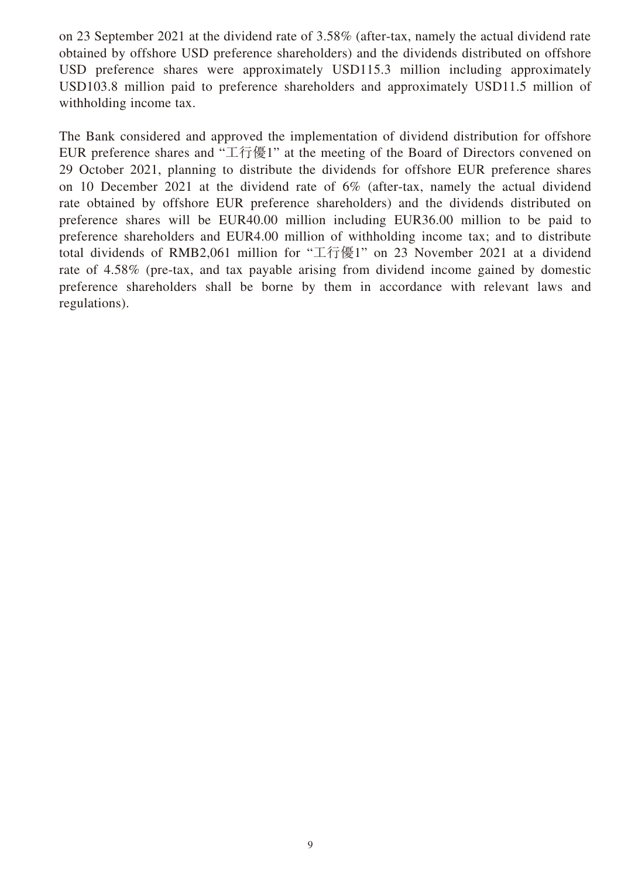on 23 September 2021 at the dividend rate of 3.58% (after-tax, namely the actual dividend rate obtained by offshore USD preference shareholders) and the dividends distributed on offshore USD preference shares were approximately USD115.3 million including approximately USD103.8 million paid to preference shareholders and approximately USD11.5 million of withholding income tax.

The Bank considered and approved the implementation of dividend distribution for offshore EUR preference shares and "工行優1" at the meeting of the Board of Directors convened on 29 October 2021, planning to distribute the dividends for offshore EUR preference shares on 10 December 2021 at the dividend rate of 6% (after-tax, namely the actual dividend rate obtained by offshore EUR preference shareholders) and the dividends distributed on preference shares will be EUR40.00 million including EUR36.00 million to be paid to preference shareholders and EUR4.00 million of withholding income tax; and to distribute total dividends of RMB2,061 million for "工行優1" on 23 November 2021 at a dividend rate of 4.58% (pre-tax, and tax payable arising from dividend income gained by domestic preference shareholders shall be borne by them in accordance with relevant laws and regulations).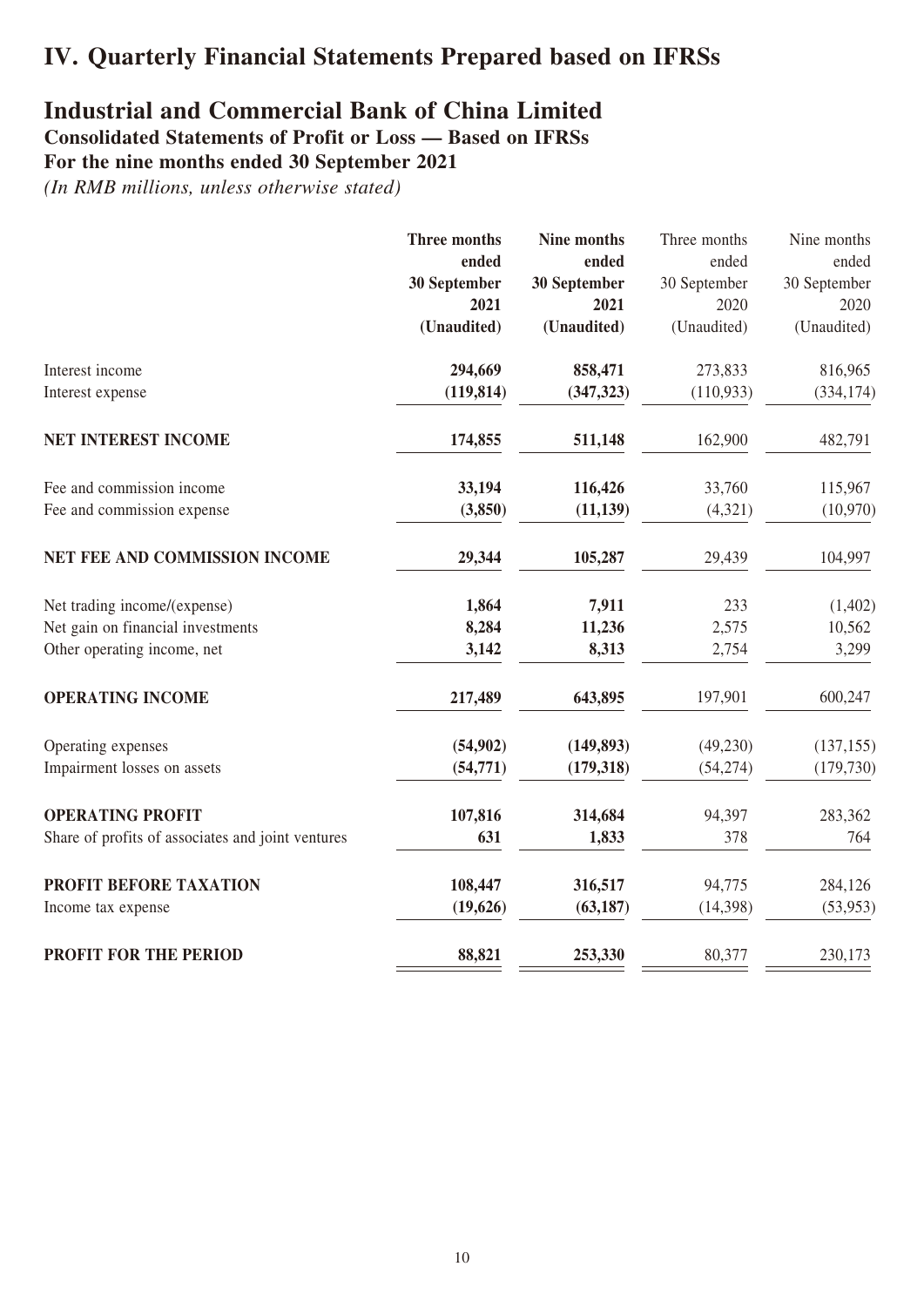# IV. Quarterly Financial Statements Prepared based on IFRSs

## Industrial and Commercial Bank of China Limited

### Consolidated Statements of Profit or Loss — Based on IFRSs

### For the nine months ended 30 September 2021

*(In RMB millions, unless otherwise stated)*

| | **Three months ended 30 September 2021 (Unaudited)** | **Nine months ended 30 September 2021 (Unaudited)** | Three months ended 30 September 2020 (Unaudited) | Nine months ended 30 September 2020 (Unaudited) |
|---|---|---|---|---|
| Interest income | **294,669** | **858,471** | 273,833 | 816,965 |
| Interest expense | **(119,814)** | **(347,323)** | (110,933) | (334,174) |
| **NET INTEREST INCOME** | **174,855** | **511,148** | 162,900 | 482,791 |
| Fee and commission income | **33,194** | **116,426** | 33,760 | 115,967 |
| Fee and commission expense | **(3,850)** | **(11,139)** | (4,321) | (10,970) |
| **NET FEE AND COMMISSION INCOME** | **29,344** | **105,287** | 29,439 | 104,997 |
| Net trading income/(expense) | **1,864** | **7,911** | 233 | (1,402) |
| Net gain on financial investments | **8,284** | **11,236** | 2,575 | 10,562 |
| Other operating income, net | **3,142** | **8,313** | 2,754 | 3,299 |
| **OPERATING INCOME** | **217,489** | **643,895** | 197,901 | 600,247 |
| Operating expenses | **(54,902)** | **(149,893)** | (49,230) | (137,155) |
| Impairment losses on assets | **(54,771)** | **(179,318)** | (54,274) | (179,730) |
| **OPERATING PROFIT** | **107,816** | **314,684** | 94,397 | 283,362 |
| Share of profits of associates and joint ventures | **631** | **1,833** | 378 | 764 |
| **PROFIT BEFORE TAXATION** | **108,447** | **316,517** | 94,775 | 284,126 |
| Income tax expense | **(19,626)** | **(63,187)** | (14,398) | (53,953) |
| **PROFIT FOR THE PERIOD** | **88,821** | **253,330** | 80,377 | 230,173 |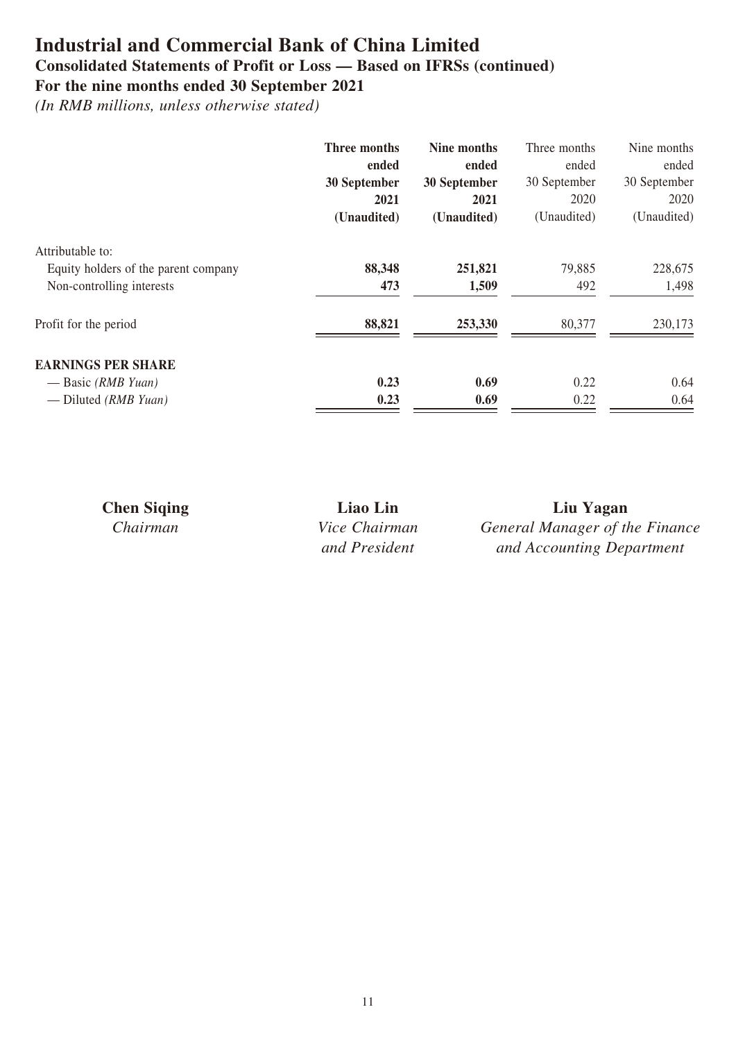# Industrial and Commercial Bank of China Limited

## Consolidated Statements of Profit or Loss — Based on IFRSs (continued)

## For the nine months ended 30 September 2021

*(In RMB millions, unless otherwise stated)*

| | **Three months ended 30 September 2021 (Unaudited)** | **Nine months ended 30 September 2021 (Unaudited)** | Three months ended 30 September 2020 (Unaudited) | Nine months ended 30 September 2020 (Unaudited) |
|---|---|---|---|---|
| Attributable to: | | | | |
| Equity holders of the parent company | **88,348** | **251,821** | 79,885 | 228,675 |
| Non-controlling interests | **473** | **1,509** | 492 | 1,498 |
| Profit for the period | **88,821** | **253,330** | 80,377 | 230,173 |
| **EARNINGS PER SHARE** | | | | |
| — Basic *(RMB Yuan)* | **0.23** | **0.69** | 0.22 | 0.64 |
| — Diluted *(RMB Yuan)* | **0.23** | **0.69** | 0.22 | 0.64 |

**Chen Siqing**
*Chairman*

**Liao Lin**
*Vice Chairman and President*

**Liu Yagan**
*General Manager of the Finance and Accounting Department*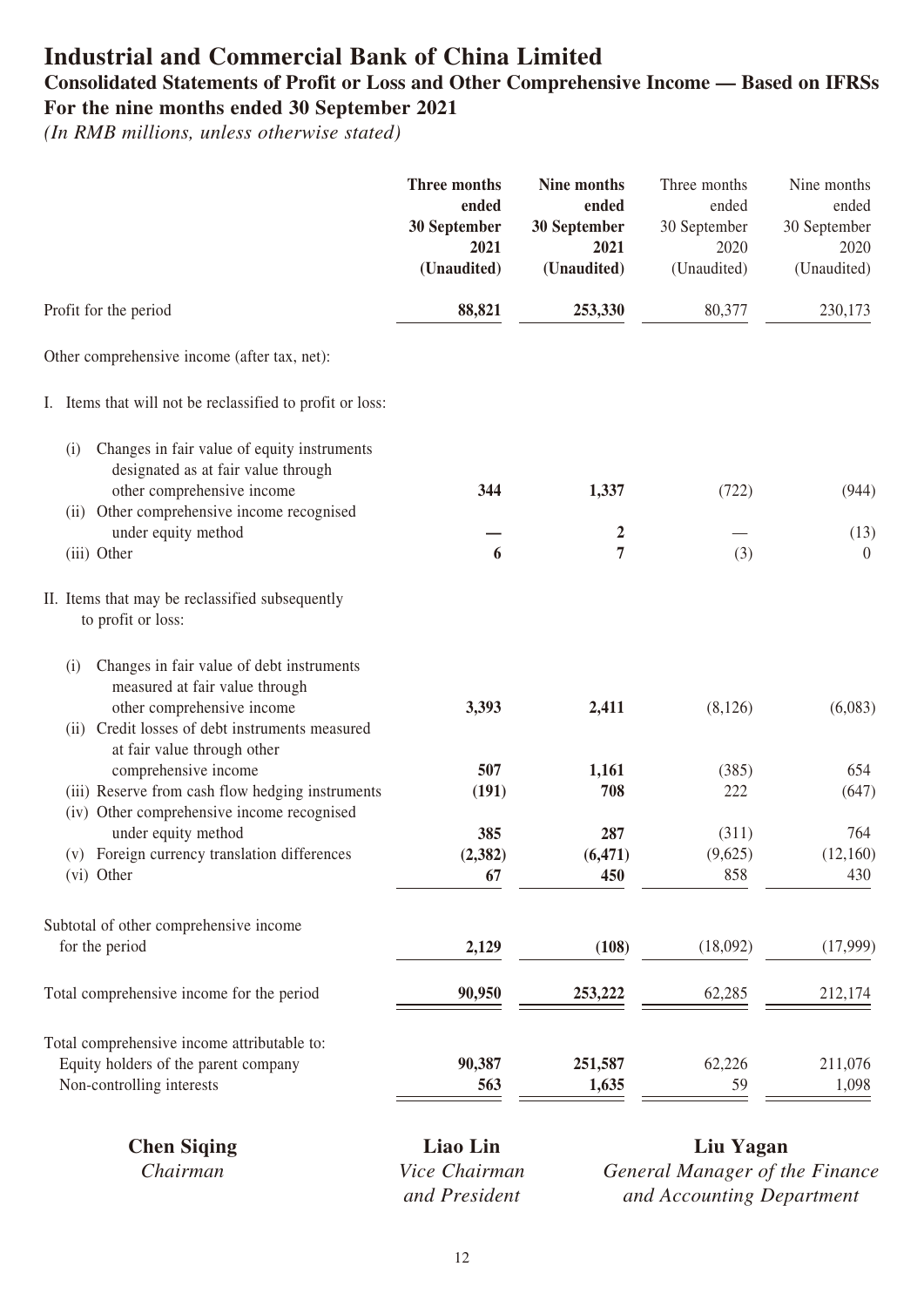# Industrial and Commercial Bank of China Limited

## Consolidated Statements of Profit or Loss and Other Comprehensive Income — Based on IFRSs

## For the nine months ended 30 September 2021

*(In RMB millions, unless otherwise stated)*

| | **Three months ended 30 September 2021 (Unaudited)** | **Nine months ended 30 September 2021 (Unaudited)** | Three months ended 30 September 2020 (Unaudited) | Nine months ended 30 September 2020 (Unaudited) |
|---|---|---|---|---|
| Profit for the period | **88,821** | **253,330** | 80,377 | 230,173 |
| Other comprehensive income (after tax, net): | | | | |
| I. Items that will not be reclassified to profit or loss: | | | | |
| (i) Changes in fair value of equity instruments designated as at fair value through other comprehensive income | **344** | **1,337** | (722) | (944) |
| (ii) Other comprehensive income recognised under equity method | **—** | **2** | — | (13) |
| (iii) Other | **6** | **7** | (3) | 0 |
| II. Items that may be reclassified subsequently to profit or loss: | | | | |
| (i) Changes in fair value of debt instruments measured at fair value through other comprehensive income | **3,393** | **2,411** | (8,126) | (6,083) |
| (ii) Credit losses of debt instruments measured at fair value through other comprehensive income | **507** | **1,161** | (385) | 654 |
| (iii) Reserve from cash flow hedging instruments | **(191)** | **708** | 222 | (647) |
| (iv) Other comprehensive income recognised under equity method | **385** | **287** | (311) | 764 |
| (v) Foreign currency translation differences | **(2,382)** | **(6,471)** | (9,625) | (12,160) |
| (vi) Other | **67** | **450** | 858 | 430 |
| Subtotal of other comprehensive income for the period | **2,129** | **(108)** | (18,092) | (17,999) |
| Total comprehensive income for the period | **90,950** | **253,222** | 62,285 | 212,174 |
| Total comprehensive income attributable to: | | | | |
| Equity holders of the parent company | **90,387** | **251,587** | 62,226 | 211,076 |
| Non-controlling interests | **563** | **1,635** | 59 | 1,098 |

| **Chen Siqing** | **Liao Lin** | **Liu Yagan** |
|---|---|---|
| *Chairman* | *Vice Chairman and President* | *General Manager of the Finance and Accounting Department* |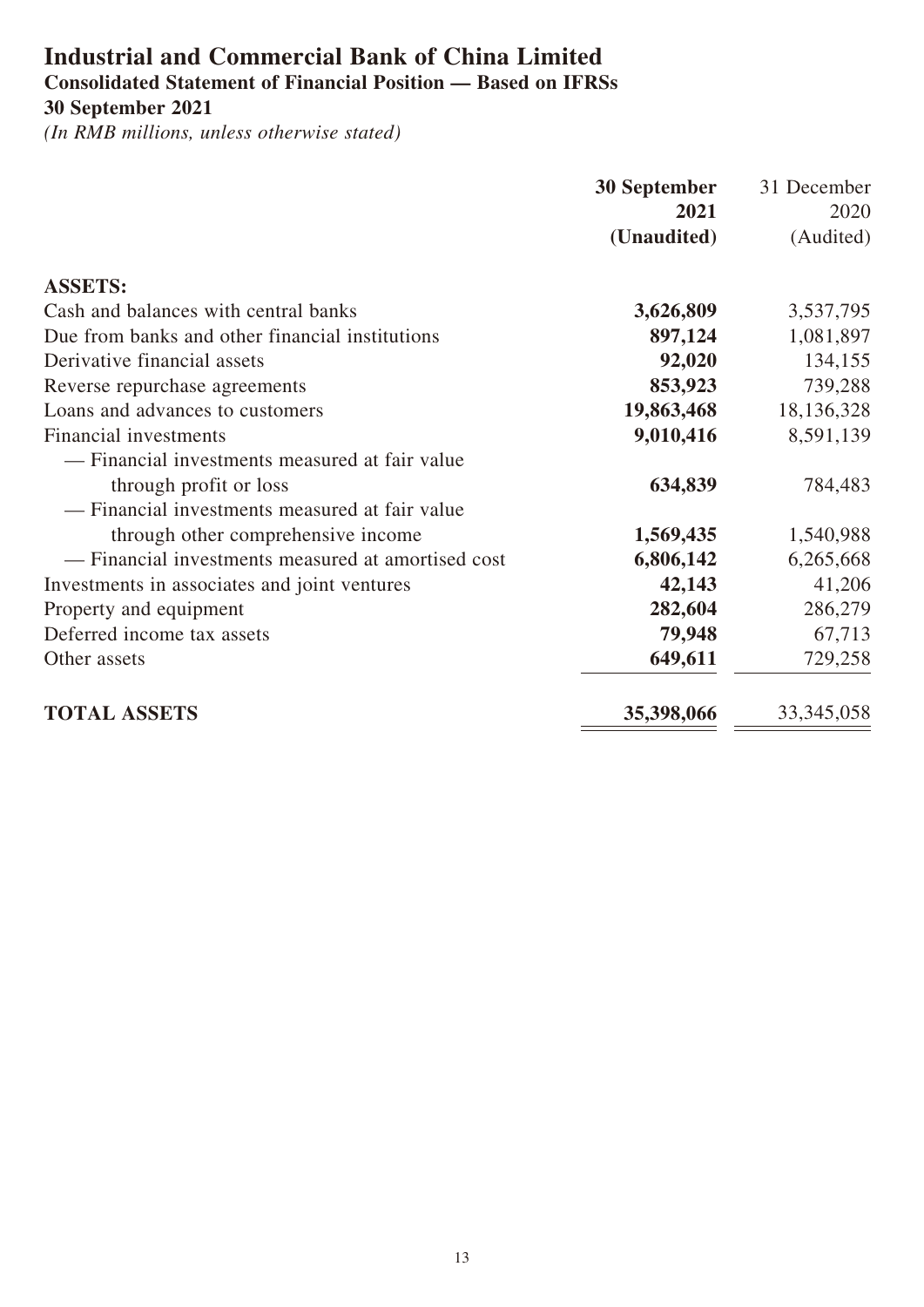# Industrial and Commercial Bank of China Limited

## Consolidated Statement of Financial Position — Based on IFRSs

### 30 September 2021

*(In RMB millions, unless otherwise stated)*

| | **30 September 2021 (Unaudited)** | 31 December 2020 (Audited) |
|---|---|---|
| **ASSETS:** | | |
| Cash and balances with central banks | **3,626,809** | 3,537,795 |
| Due from banks and other financial institutions | **897,124** | 1,081,897 |
| Derivative financial assets | **92,020** | 134,155 |
| Reverse repurchase agreements | **853,923** | 739,288 |
| Loans and advances to customers | **19,863,468** | 18,136,328 |
| Financial investments | **9,010,416** | 8,591,139 |
| — Financial investments measured at fair value through profit or loss | **634,839** | 784,483 |
| — Financial investments measured at fair value through other comprehensive income | **1,569,435** | 1,540,988 |
| — Financial investments measured at amortised cost | **6,806,142** | 6,265,668 |
| Investments in associates and joint ventures | **42,143** | 41,206 |
| Property and equipment | **282,604** | 286,279 |
| Deferred income tax assets | **79,948** | 67,713 |
| Other assets | **649,611** | 729,258 |
| **TOTAL ASSETS** | **35,398,066** | 33,345,058 |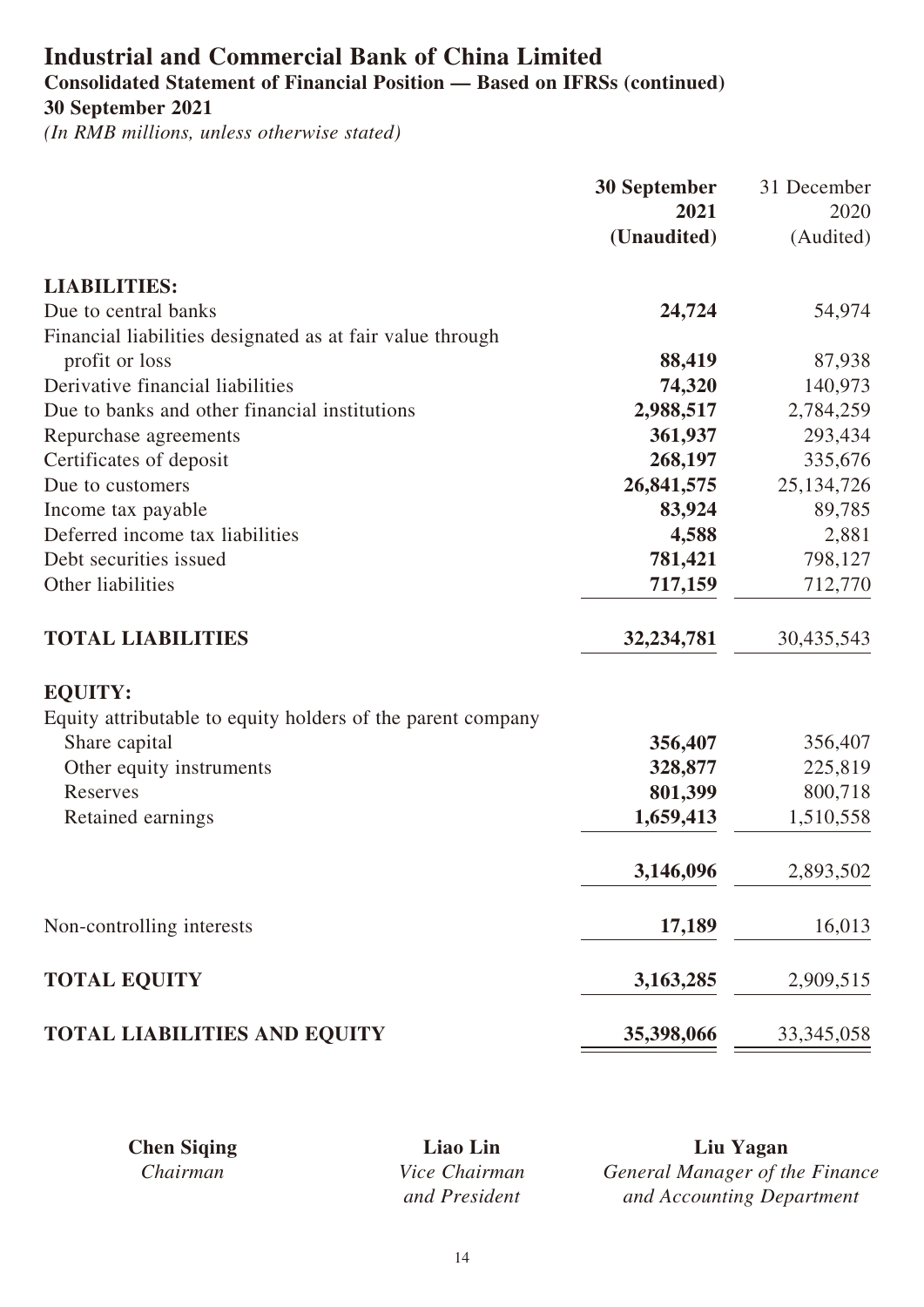# Industrial and Commercial Bank of China Limited

## Consolidated Statement of Financial Position — Based on IFRSs (continued)

### 30 September 2021

*(In RMB millions, unless otherwise stated)*

| | **30 September 2021 (Unaudited)** | 31 December 2020 (Audited) |
|---|---|---|
| **LIABILITIES:** | | |
| Due to central banks | **24,724** | 54,974 |
| Financial liabilities designated as at fair value through profit or loss | **88,419** | 87,938 |
| Derivative financial liabilities | **74,320** | 140,973 |
| Due to banks and other financial institutions | **2,988,517** | 2,784,259 |
| Repurchase agreements | **361,937** | 293,434 |
| Certificates of deposit | **268,197** | 335,676 |
| Due to customers | **26,841,575** | 25,134,726 |
| Income tax payable | **83,924** | 89,785 |
| Deferred income tax liabilities | **4,588** | 2,881 |
| Debt securities issued | **781,421** | 798,127 |
| Other liabilities | **717,159** | 712,770 |
| **TOTAL LIABILITIES** | **32,234,781** | 30,435,543 |
| **EQUITY:** | | |
| Equity attributable to equity holders of the parent company | | |
| Share capital | **356,407** | 356,407 |
| Other equity instruments | **328,877** | 225,819 |
| Reserves | **801,399** | 800,718 |
| Retained earnings | **1,659,413** | 1,510,558 |
| | **3,146,096** | 2,893,502 |
| Non-controlling interests | **17,189** | 16,013 |
| **TOTAL EQUITY** | **3,163,285** | 2,909,515 |
| **TOTAL LIABILITIES AND EQUITY** | **35,398,066** | 33,345,058 |

| **Chen Siqing** | **Liao Lin** | **Liu Yagan** |
|---|---|---|
| *Chairman* | *Vice Chairman and President* | *General Manager of the Finance and Accounting Department* |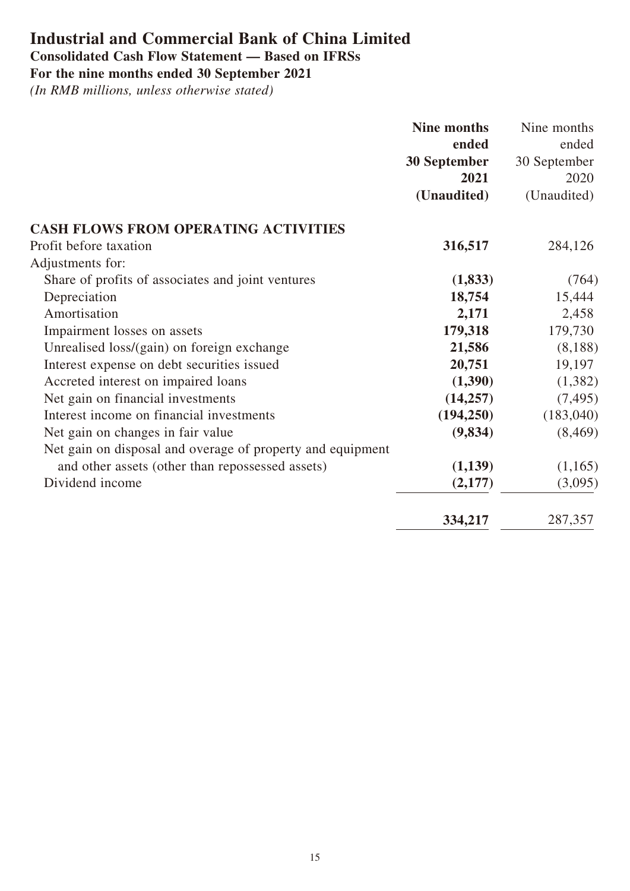# Industrial and Commercial Bank of China Limited

**Consolidated Cash Flow Statement — Based on IFRSs**

**For the nine months ended 30 September 2021**

*(In RMB millions, unless otherwise stated)*

| | **Nine months ended 30 September 2021 (Unaudited)** | Nine months ended 30 September 2020 (Unaudited) |
|---|---|---|
| **CASH FLOWS FROM OPERATING ACTIVITIES** | | |
| Profit before taxation | **316,517** | 284,126 |
| Adjustments for: | | |
| Share of profits of associates and joint ventures | **(1,833)** | (764) |
| Depreciation | **18,754** | 15,444 |
| Amortisation | **2,171** | 2,458 |
| Impairment losses on assets | **179,318** | 179,730 |
| Unrealised loss/(gain) on foreign exchange | **21,586** | (8,188) |
| Interest expense on debt securities issued | **20,751** | 19,197 |
| Accreted interest on impaired loans | **(1,390)** | (1,382) |
| Net gain on financial investments | **(14,257)** | (7,495) |
| Interest income on financial investments | **(194,250)** | (183,040) |
| Net gain on changes in fair value | **(9,834)** | (8,469) |
| Net gain on disposal and overage of property and equipment and other assets (other than repossessed assets) | **(1,139)** | (1,165) |
| Dividend income | **(2,177)** | (3,095) |
| | **334,217** | 287,357 |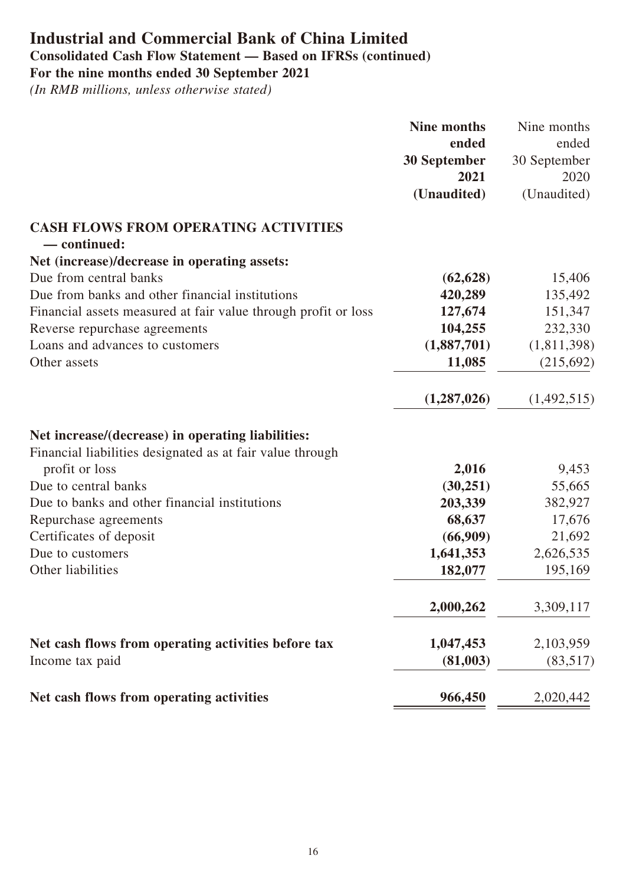# Industrial and Commercial Bank of China Limited

## Consolidated Cash Flow Statement — Based on IFRSs (continued)

## For the nine months ended 30 September 2021

*(In RMB millions, unless otherwise stated)*

| | **Nine months ended 30 September 2021 (Unaudited)** | Nine months ended 30 September 2020 (Unaudited) |
|---|---|---|
| **CASH FLOWS FROM OPERATING ACTIVITIES — continued:** | | |
| **Net (increase)/decrease in operating assets:** | | |
| Due from central banks | **(62,628)** | 15,406 |
| Due from banks and other financial institutions | **420,289** | 135,492 |
| Financial assets measured at fair value through profit or loss | **127,674** | 151,347 |
| Reverse repurchase agreements | **104,255** | 232,330 |
| Loans and advances to customers | **(1,887,701)** | (1,811,398) |
| Other assets | **11,085** | (215,692) |
| | **(1,287,026)** | (1,492,515) |
| **Net increase/(decrease) in operating liabilities:** | | |
| Financial liabilities designated as at fair value through profit or loss | **2,016** | 9,453 |
| Due to central banks | **(30,251)** | 55,665 |
| Due to banks and other financial institutions | **203,339** | 382,927 |
| Repurchase agreements | **68,637** | 17,676 |
| Certificates of deposit | **(66,909)** | 21,692 |
| Due to customers | **1,641,353** | 2,626,535 |
| Other liabilities | **182,077** | 195,169 |
| | **2,000,262** | 3,309,117 |
| **Net cash flows from operating activities before tax** | **1,047,453** | 2,103,959 |
| Income tax paid | **(81,003)** | (83,517) |
| **Net cash flows from operating activities** | **966,450** | 2,020,442 |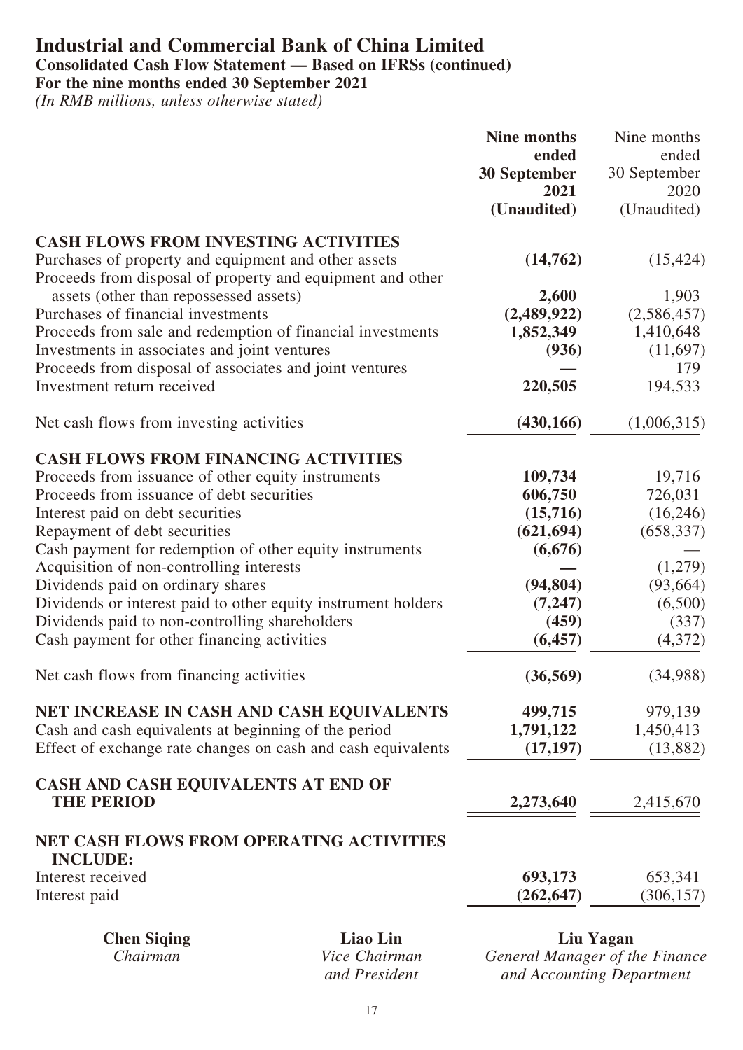# Industrial and Commercial Bank of China Limited
## Consolidated Cash Flow Statement — Based on IFRSs (continued)
## For the nine months ended 30 September 2021
*(In RMB millions, unless otherwise stated)*

| | **Nine months ended 30 September 2021 (Unaudited)** | Nine months ended 30 September 2020 (Unaudited) |
|---|---|---|
| **CASH FLOWS FROM INVESTING ACTIVITIES** | | |
| Purchases of property and equipment and other assets | **(14,762)** | (15,424) |
| Proceeds from disposal of property and equipment and other assets (other than repossessed assets) | **2,600** | 1,903 |
| Purchases of financial investments | **(2,489,922)** | (2,586,457) |
| Proceeds from sale and redemption of financial investments | **1,852,349** | 1,410,648 |
| Investments in associates and joint ventures | **(936)** | (11,697) |
| Proceeds from disposal of associates and joint ventures | **—** | 179 |
| Investment return received | **220,505** | 194,533 |
| Net cash flows from investing activities | **(430,166)** | (1,006,315) |
| **CASH FLOWS FROM FINANCING ACTIVITIES** | | |
| Proceeds from issuance of other equity instruments | **109,734** | 19,716 |
| Proceeds from issuance of debt securities | **606,750** | 726,031 |
| Interest paid on debt securities | **(15,716)** | (16,246) |
| Repayment of debt securities | **(621,694)** | (658,337) |
| Cash payment for redemption of other equity instruments | **(6,676)** | — |
| Acquisition of non-controlling interests | **—** | (1,279) |
| Dividends paid on ordinary shares | **(94,804)** | (93,664) |
| Dividends or interest paid to other equity instrument holders | **(7,247)** | (6,500) |
| Dividends paid to non-controlling shareholders | **(459)** | (337) |
| Cash payment for other financing activities | **(6,457)** | (4,372) |
| Net cash flows from financing activities | **(36,569)** | (34,988) |
| **NET INCREASE IN CASH AND CASH EQUIVALENTS** | **499,715** | 979,139 |
| Cash and cash equivalents at beginning of the period | **1,791,122** | 1,450,413 |
| Effect of exchange rate changes on cash and cash equivalents | **(17,197)** | (13,882) |
| **CASH AND CASH EQUIVALENTS AT END OF THE PERIOD** | **2,273,640** | 2,415,670 |
| **NET CASH FLOWS FROM OPERATING ACTIVITIES INCLUDE:** | | |
| Interest received | **693,173** | 653,341 |
| Interest paid | **(262,647)** | (306,157) |

| **Chen Siqing** | **Liao Lin** | **Liu Yagan** |
|---|---|---|
| *Chairman* | *Vice Chairman and President* | *General Manager of the Finance and Accounting Department* |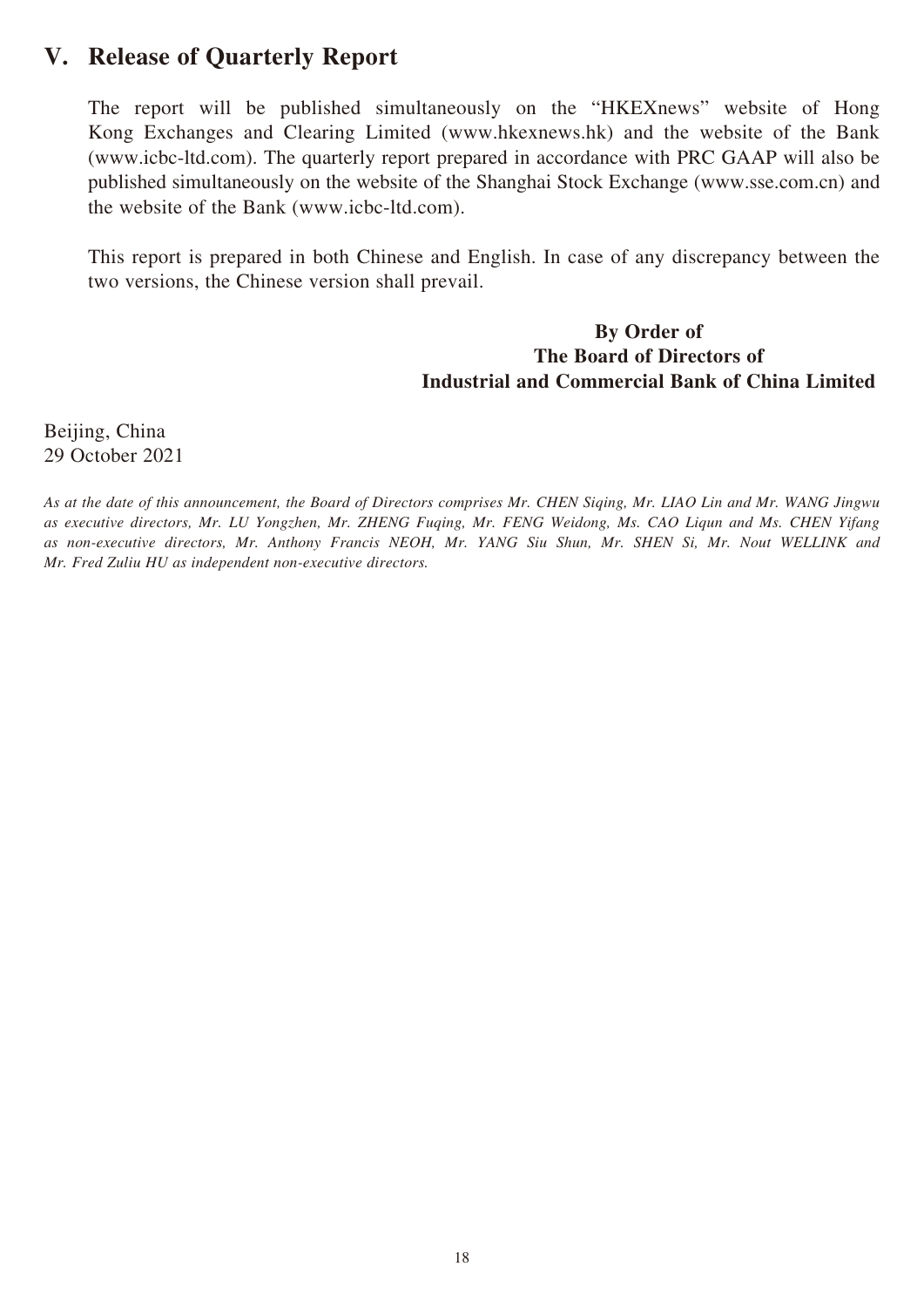## V. Release of Quarterly Report

The report will be published simultaneously on the "HKEXnews" website of Hong Kong Exchanges and Clearing Limited (www.hkexnews.hk) and the website of the Bank (www.icbc-ltd.com). The quarterly report prepared in accordance with PRC GAAP will also be published simultaneously on the website of the Shanghai Stock Exchange (www.sse.com.cn) and the website of the Bank (www.icbc-ltd.com).

This report is prepared in both Chinese and English. In case of any discrepancy between the two versions, the Chinese version shall prevail.

**By Order of**
**The Board of Directors of**
**Industrial and Commercial Bank of China Limited**

Beijing, China
29 October 2021

*As at the date of this announcement, the Board of Directors comprises Mr. CHEN Siqing, Mr. LIAO Lin and Mr. WANG Jingwu as executive directors, Mr. LU Yongzhen, Mr. ZHENG Fuqing, Mr. FENG Weidong, Ms. CAO Liqun and Ms. CHEN Yifang as non-executive directors, Mr. Anthony Francis NEOH, Mr. YANG Siu Shun, Mr. SHEN Si, Mr. Nout WELLINK and Mr. Fred Zuliu HU as independent non-executive directors.*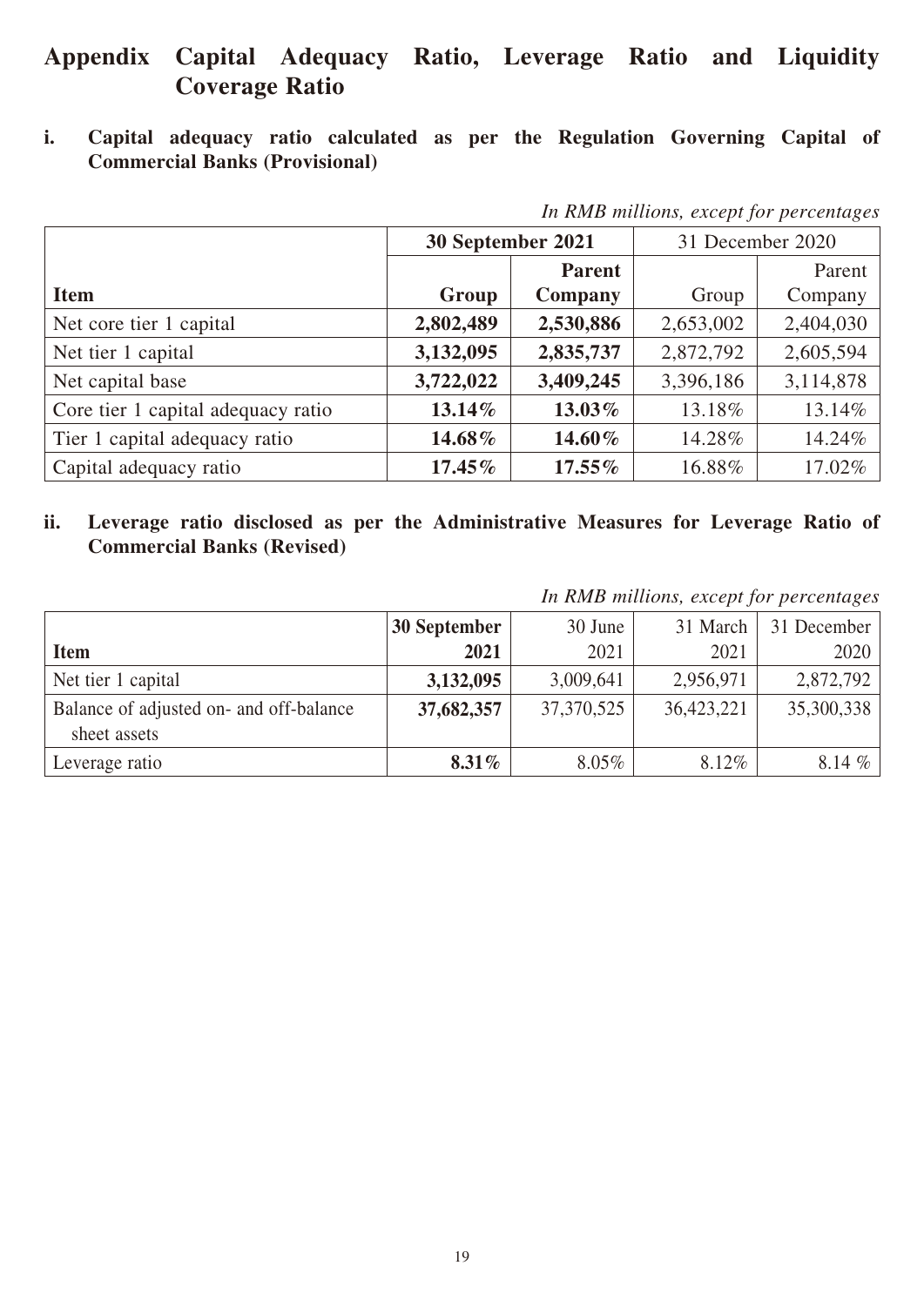# Appendix Capital Adequacy Ratio, Leverage Ratio and Liquidity Coverage Ratio

## i. Capital adequacy ratio calculated as per the Regulation Governing Capital of Commercial Banks (Provisional)

*In RMB millions, except for percentages*

| | **30 September 2021** | | 31 December 2020 | |
|---|---|---|---|---|
| **Item** | **Group** | **Parent Company** | Group | Parent Company |
| Net core tier 1 capital | **2,802,489** | **2,530,886** | 2,653,002 | 2,404,030 |
| Net tier 1 capital | **3,132,095** | **2,835,737** | 2,872,792 | 2,605,594 |
| Net capital base | **3,722,022** | **3,409,245** | 3,396,186 | 3,114,878 |
| Core tier 1 capital adequacy ratio | **13.14%** | **13.03%** | 13.18% | 13.14% |
| Tier 1 capital adequacy ratio | **14.68%** | **14.60%** | 14.28% | 14.24% |
| Capital adequacy ratio | **17.45%** | **17.55%** | 16.88% | 17.02% |

## ii. Leverage ratio disclosed as per the Administrative Measures for Leverage Ratio of Commercial Banks (Revised)

*In RMB millions, except for percentages*

| **Item** | **30 September 2021** | 30 June 2021 | 31 March 2021 | 31 December 2020 |
|---|---|---|---|---|
| Net tier 1 capital | **3,132,095** | 3,009,641 | 2,956,971 | 2,872,792 |
| Balance of adjusted on- and off-balance sheet assets | **37,682,357** | 37,370,525 | 36,423,221 | 35,300,338 |
| Leverage ratio | **8.31%** | 8.05% | 8.12% | 8.14 % |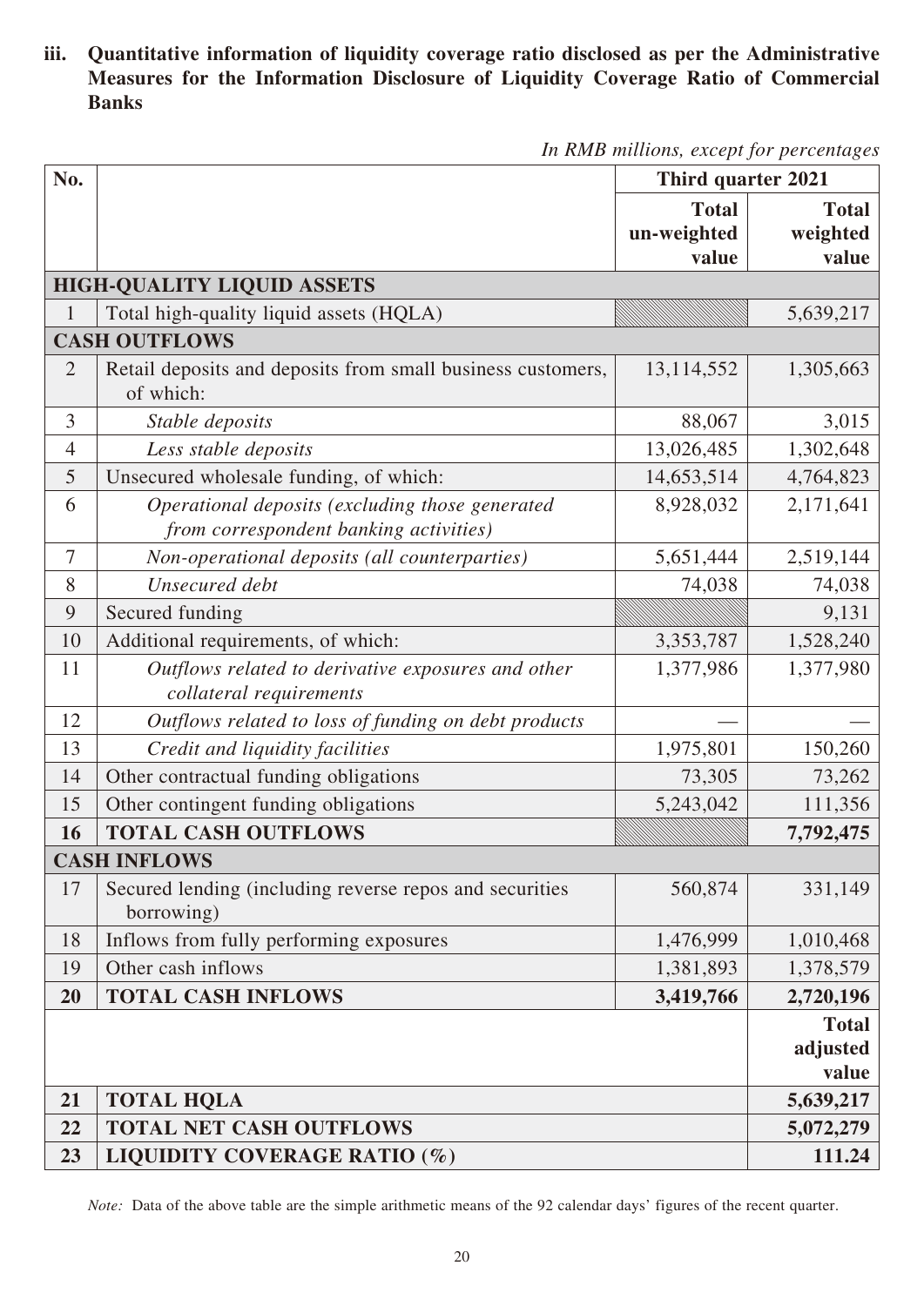### iii. Quantitative information of liquidity coverage ratio disclosed as per the Administrative Measures for the Information Disclosure of Liquidity Coverage Ratio of Commercial Banks

*In RMB millions, except for percentages*

| No. | | Third quarter 2021 | |
|---|---|---|---|
| | | Total un-weighted value | Total weighted value |
| **HIGH-QUALITY LIQUID ASSETS** | | | |
| 1 | Total high-quality liquid assets (HQLA) | | 5,639,217 |
| **CASH OUTFLOWS** | | | |
| 2 | Retail deposits and deposits from small business customers, of which: | 13,114,552 | 1,305,663 |
| 3 | *Stable deposits* | 88,067 | 3,015 |
| 4 | *Less stable deposits* | 13,026,485 | 1,302,648 |
| 5 | Unsecured wholesale funding, of which: | 14,653,514 | 4,764,823 |
| 6 | *Operational deposits (excluding those generated from correspondent banking activities)* | 8,928,032 | 2,171,641 |
| 7 | *Non-operational deposits (all counterparties)* | 5,651,444 | 2,519,144 |
| 8 | *Unsecured debt* | 74,038 | 74,038 |
| 9 | Secured funding | | 9,131 |
| 10 | Additional requirements, of which: | 3,353,787 | 1,528,240 |
| 11 | *Outflows related to derivative exposures and other collateral requirements* | 1,377,986 | 1,377,980 |
| 12 | *Outflows related to loss of funding on debt products* | — | — |
| 13 | *Credit and liquidity facilities* | 1,975,801 | 150,260 |
| 14 | Other contractual funding obligations | 73,305 | 73,262 |
| 15 | Other contingent funding obligations | 5,243,042 | 111,356 |
| **16** | **TOTAL CASH OUTFLOWS** | | **7,792,475** |
| **CASH INFLOWS** | | | |
| 17 | Secured lending (including reverse repos and securities borrowing) | 560,874 | 331,149 |
| 18 | Inflows from fully performing exposures | 1,476,999 | 1,010,468 |
| 19 | Other cash inflows | 1,381,893 | 1,378,579 |
| **20** | **TOTAL CASH INFLOWS** | **3,419,766** | **2,720,196** |
| | | | **Total adjusted value** |
| **21** | **TOTAL HQLA** | | **5,639,217** |
| **22** | **TOTAL NET CASH OUTFLOWS** | | **5,072,279** |
| **23** | **LIQUIDITY COVERAGE RATIO (%)** | | **111.24** |

*Note:* Data of the above table are the simple arithmetic means of the 92 calendar days' figures of the recent quarter.